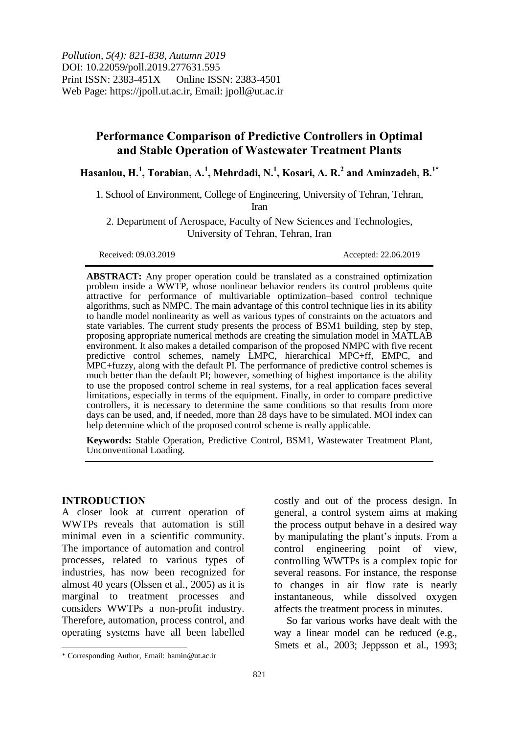*Pollution, 5(4): 821-838, Autumn 2019*
DOI: 10.22059/poll.2019.277631.595
Print ISSN: 2383-451X Online ISSN: 2383-4501
Web Page: https://jpoll.ut.ac.ir, Email: jpoll@ut.ac.ir

# Performance Comparison of Predictive Controllers in Optimal and Stable Operation of Wastewater Treatment Plants

**Hasanlou, H.[1], Torabian, A.[1], Mehrdadi, N.[1], Kosari, A. R.[2] and Aminzadeh, B.[1*]**

1. School of Environment, College of Engineering, University of Tehran, Tehran, Iran

2. Department of Aerospace, Faculty of New Sciences and Technologies, University of Tehran, Tehran, Iran

Received: 09.03.2019 Accepted: 22.06.2019

**ABSTRACT:** Any proper operation could be translated as a constrained optimization problem inside a WWTP, whose nonlinear behavior renders its control problems quite attractive for performance of multivariable optimization–based control technique algorithms, such as NMPC. The main advantage of this control technique lies in its ability to handle model nonlinearity as well as various types of constraints on the actuators and state variables. The current study presents the process of BSM1 building, step by step, proposing appropriate numerical methods are creating the simulation model in MATLAB environment. It also makes a detailed comparison of the proposed NMPC with five recent predictive control schemes, namely LMPC, hierarchical MPC+ff, EMPC, and MPC+fuzzy, along with the default PI. The performance of predictive control schemes is much better than the default PI; however, something of highest importance is the ability to use the proposed control scheme in real systems, for a real application faces several limitations, especially in terms of the equipment. Finally, in order to compare predictive controllers, it is necessary to determine the same conditions so that results from more days can be used, and, if needed, more than 28 days have to be simulated. MOI index can help determine which of the proposed control scheme is really applicable.

**Keywords:** Stable Operation, Predictive Control, BSM1, Wastewater Treatment Plant, Unconventional Loading.

## INTRODUCTION

A closer look at current operation of WWTPs reveals that automation is still minimal even in a scientific community. The importance of automation and control processes, related to various types of industries, has now been recognized for almost 40 years (Olssen et al., 2005) as it is marginal to treatment processes and considers WWTPs a non-profit industry. Therefore, automation, process control, and operating systems have all been labelled costly and out of the process design. In general, a control system aims at making the process output behave in a desired way by manipulating the plant's inputs. From a control engineering point of view, controlling WWTPs is a complex topic for several reasons. For instance, the response to changes in air flow rate is nearly instantaneous, while dissolved oxygen affects the treatment process in minutes.

So far various works have dealt with the way a linear model can be reduced (e.g., Smets et al., 2003; Jeppsson et al., 1993;

* Corresponding Author, Email: bamin@ut.ac.ir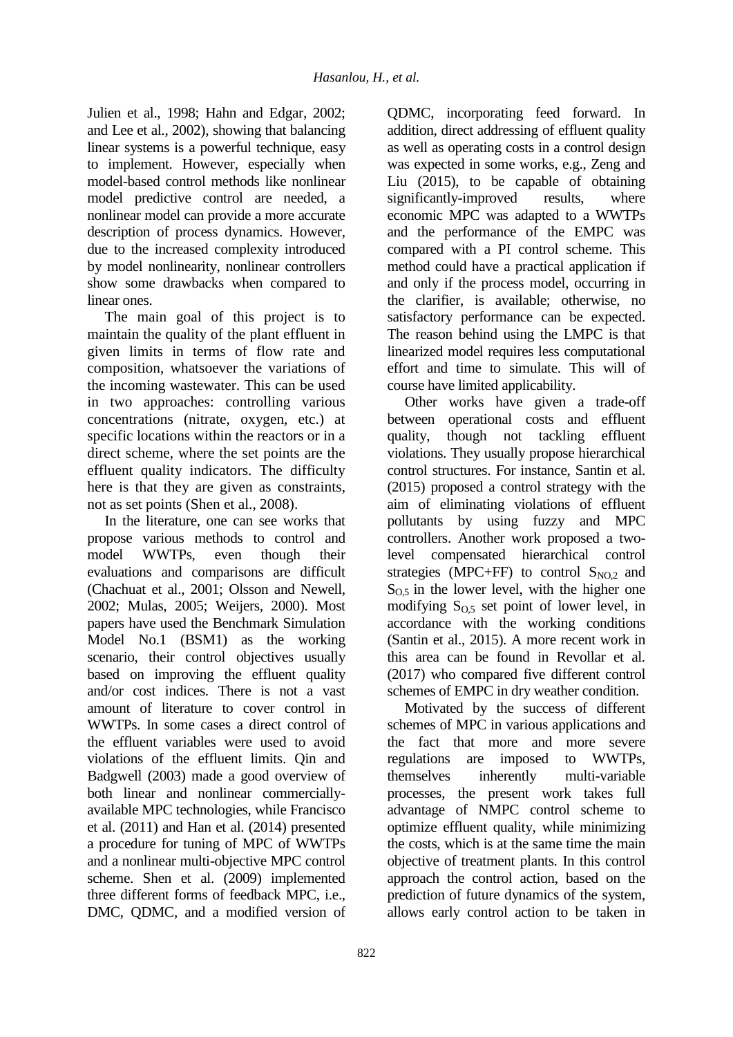Julien et al., 1998; Hahn and Edgar, 2002; and Lee et al., 2002), showing that balancing linear systems is a powerful technique, easy to implement. However, especially when model-based control methods like nonlinear model predictive control are needed, a nonlinear model can provide a more accurate description of process dynamics. However, due to the increased complexity introduced by model nonlinearity, nonlinear controllers show some drawbacks when compared to linear ones.

The main goal of this project is to maintain the quality of the plant effluent in given limits in terms of flow rate and composition, whatsoever the variations of the incoming wastewater. This can be used in two approaches: controlling various concentrations (nitrate, oxygen, etc.) at specific locations within the reactors or in a direct scheme, where the set points are the effluent quality indicators. The difficulty here is that they are given as constraints, not as set points (Shen et al., 2008).

In the literature, one can see works that propose various methods to control and model WWTPs, even though their evaluations and comparisons are difficult (Chachuat et al., 2001; Olsson and Newell, 2002; Mulas, 2005; Weijers, 2000). Most papers have used the Benchmark Simulation Model No.1 (BSM1) as the working scenario, their control objectives usually based on improving the effluent quality and/or cost indices. There is not a vast amount of literature to cover control in WWTPs. In some cases a direct control of the effluent variables were used to avoid violations of the effluent limits. Qin and Badgwell (2003) made a good overview of both linear and nonlinear commercially-available MPC technologies, while Francisco et al. (2011) and Han et al. (2014) presented a procedure for tuning of MPC of WWTPs and a nonlinear multi-objective MPC control scheme. Shen et al. (2009) implemented three different forms of feedback MPC, i.e., DMC, QDMC, and a modified version of QDMC, incorporating feed forward. In addition, direct addressing of effluent quality as well as operating costs in a control design was expected in some works, e.g., Zeng and Liu (2015), to be capable of obtaining significantly-improved results, where economic MPC was adapted to a WWTPs and the performance of the EMPC was compared with a PI control scheme. This method could have a practical application if and only if the process model, occurring in the clarifier, is available; otherwise, no satisfactory performance can be expected. The reason behind using the LMPC is that linearized model requires less computational effort and time to simulate. This will of course have limited applicability.

Other works have given a trade-off between operational costs and effluent quality, though not tackling effluent violations. They usually propose hierarchical control structures. For instance, Santin et al. (2015) proposed a control strategy with the aim of eliminating violations of effluent pollutants by using fuzzy and MPC controllers. Another work proposed a two-level compensated hierarchical control strategies (MPC+FF) to control $S_{NO,2}$ and $S_{O,5}$ in the lower level, with the higher one modifying $S_{O,5}$ set point of lower level, in accordance with the working conditions (Santin et al., 2015). A more recent work in this area can be found in Revollar et al. (2017) who compared five different control schemes of EMPC in dry weather condition.

Motivated by the success of different schemes of MPC in various applications and the fact that more and more severe regulations are imposed to WWTPs, themselves inherently multi-variable processes, the present work takes full advantage of NMPC control scheme to optimize effluent quality, while minimizing the costs, which is at the same time the main objective of treatment plants. In this control approach the control action, based on the prediction of future dynamics of the system, allows early control action to be taken in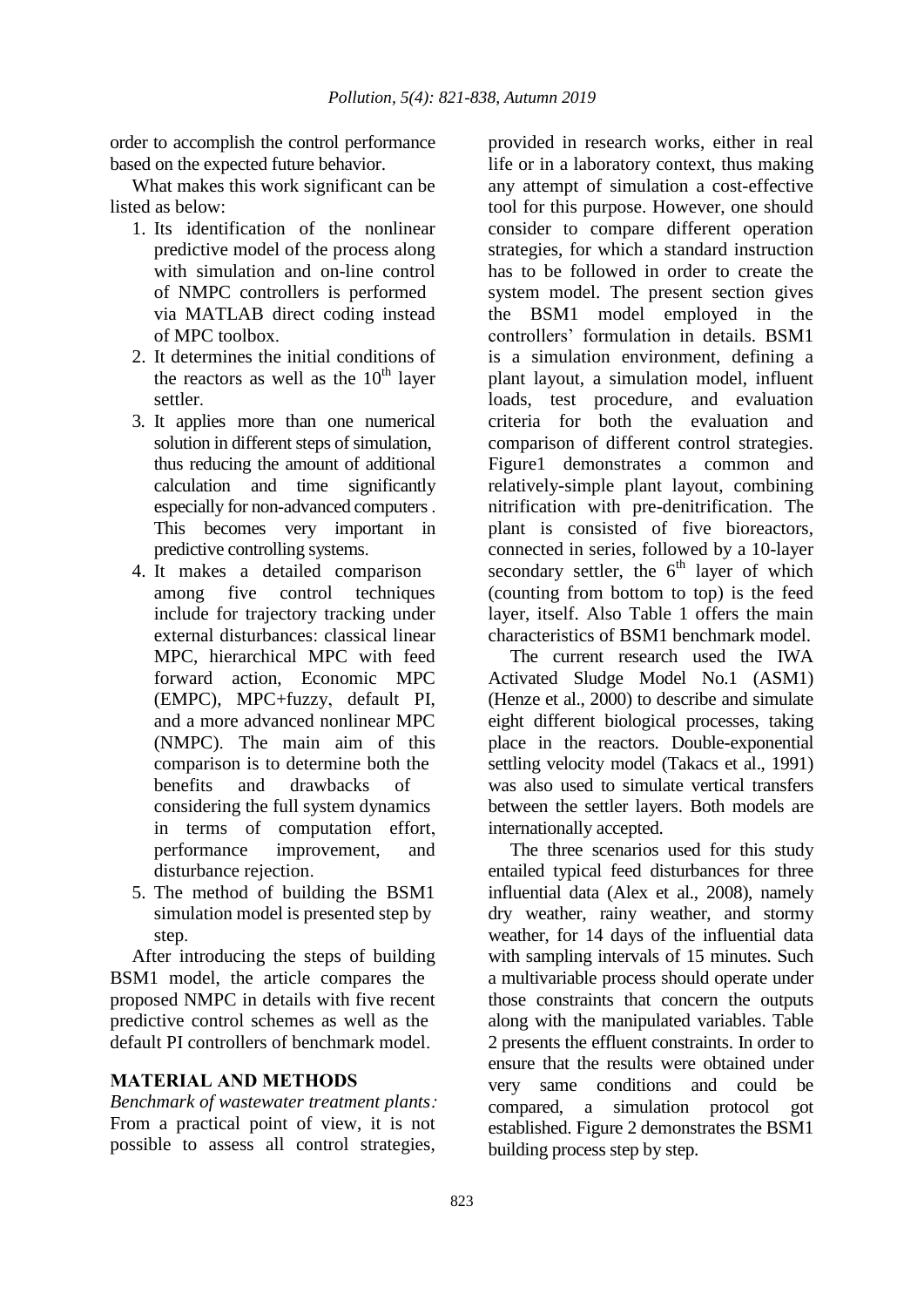order to accomplish the control performance based on the expected future behavior.

What makes this work significant can be listed as below:

1. Its identification of the nonlinear predictive model of the process along with simulation and on-line control of NMPC controllers is performed via MATLAB direct coding instead of MPC toolbox.
2. It determines the initial conditions of the reactors as well as the $10^{th}$ layer settler.
3. It applies more than one numerical solution in different steps of simulation, thus reducing the amount of additional calculation and time significantly especially for non-advanced computers . This becomes very important in predictive controlling systems.
4. It makes a detailed comparison among five control techniques include for trajectory tracking under external disturbances: classical linear MPC, hierarchical MPC with feed forward action, Economic MPC (EMPC), MPC+fuzzy, default PI, and a more advanced nonlinear MPC (NMPC). The main aim of this comparison is to determine both the benefits and drawbacks of considering the full system dynamics in terms of computation effort, performance improvement, and disturbance rejection.
5. The method of building the BSM1 simulation model is presented step by step.

After introducing the steps of building BSM1 model, the article compares the proposed NMPC in details with five recent predictive control schemes as well as the default PI controllers of benchmark model.

## MATERIAL AND METHODS

*Benchmark of wastewater treatment plants:* From a practical point of view, it is not possible to assess all control strategies, provided in research works, either in real life or in a laboratory context, thus making any attempt of simulation a cost-effective tool for this purpose. However, one should consider to compare different operation strategies, for which a standard instruction has to be followed in order to create the system model. The present section gives the BSM1 model employed in the controllers' formulation in details. BSM1 is a simulation environment, defining a plant layout, a simulation model, influent loads, test procedure, and evaluation criteria for both the evaluation and comparison of different control strategies. Figure1 demonstrates a common and relatively-simple plant layout, combining nitrification with pre-denitrification. The plant is consisted of five bioreactors, connected in series, followed by a 10-layer secondary settler, the $6^{th}$ layer of which (counting from bottom to top) is the feed layer, itself. Also Table 1 offers the main characteristics of BSM1 benchmark model.

The current research used the IWA Activated Sludge Model No.1 (ASM1) (Henze et al., 2000) to describe and simulate eight different biological processes, taking place in the reactors. Double-exponential settling velocity model (Takacs et al., 1991) was also used to simulate vertical transfers between the settler layers. Both models are internationally accepted.

The three scenarios used for this study entailed typical feed disturbances for three influential data (Alex et al., 2008), namely dry weather, rainy weather, and stormy weather, for 14 days of the influential data with sampling intervals of 15 minutes. Such a multivariable process should operate under those constraints that concern the outputs along with the manipulated variables. Table 2 presents the effluent constraints. In order to ensure that the results were obtained under very same conditions and could be compared, a simulation protocol got established. Figure 2 demonstrates the BSM1 building process step by step.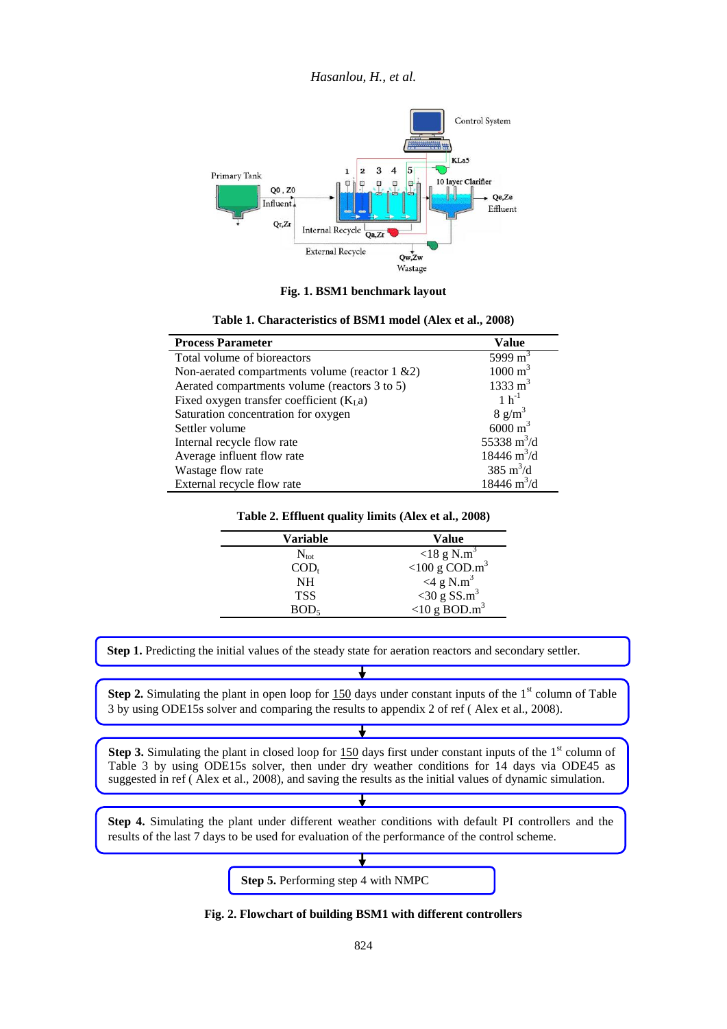Fig. 1. BSM1 benchmark layout

**Table 1. Characteristics of BSM1 model (Alex et al., 2008)**

| Process Parameter | Value |
|---|---|
| Total volume of bioreactors | 5999 $m^3$ |
| Non-aerated compartments volume (reactor 1 &2) | 1000 $m^3$ |
| Aerated compartments volume (reactors 3 to 5) | 1333 $m^3$ |
| Fixed oxygen transfer coefficient ($K_La$) | 1 $h^{-1}$ |
| Saturation concentration for oxygen | 8 $g/m^3$ |
| Settler volume | 6000 $m^3$ |
| Internal recycle flow rate | 55338 $m^3/d$ |
| Average influent flow rate | 18446 $m^3/d$ |
| Wastage flow rate | 385 $m^3/d$ |
| External recycle flow rate | 18446 $m^3/d$ |

**Table 2. Effluent quality limits (Alex et al., 2008)**

| Variable | Value |
|---|---|
| $N_{tot}$ | <18 g $N.m^3$ |
| $COD_t$ | <100 g $COD.m^3$ |
| NH | <4 g $N.m^3$ |
| TSS | <30 g $SS.m^3$ |
| $BOD_5$ | <10 g $BOD.m^3$ |

**Step 1.** Predicting the initial values of the steady state for aeration reactors and secondary settler.

**Step 2.** Simulating the plant in open loop for 150 days under constant inputs of the 1st column of Table 3 by using ODE15s solver and comparing the results to appendix 2 of ref ( Alex et al., 2008).

**Step 3.** Simulating the plant in closed loop for 150 days first under constant inputs of the 1st column of Table 3 by using ODE15s solver, then under dry weather conditions for 14 days via ODE45 as suggested in ref ( Alex et al., 2008), and saving the results as the initial values of dynamic simulation.

**Step 4.** Simulating the plant under different weather conditions with default PI controllers and the results of the last 7 days to be used for evaluation of the performance of the control scheme.

**Step 5.** Performing step 4 with NMPC

**Fig. 2. Flowchart of building BSM1 with different controllers**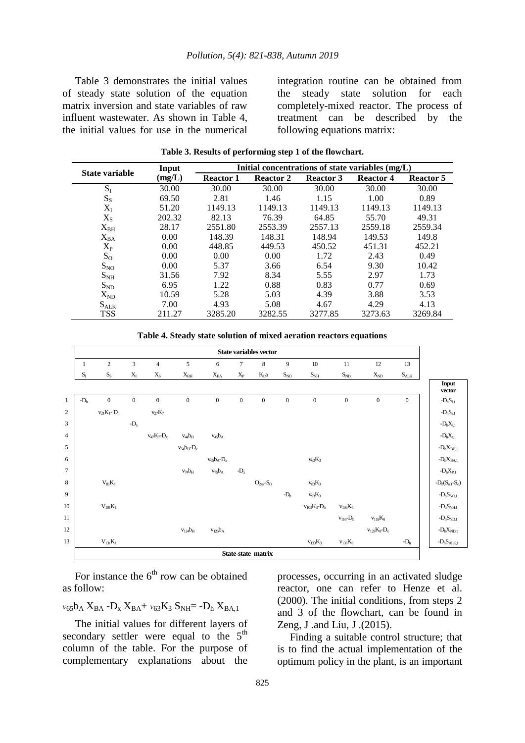Table 3 demonstrates the initial values of steady state solution of the equation matrix inversion and state variables of raw influent wastewater. As shown in Table 4, the initial values for use in the numerical integration routine can be obtained from the steady state solution for each completely-mixed reactor. The process of treatment can be described by the following equations matrix:

**Table 3. Results of performing step 1 of the flowchart.**

| State variable | Input (mg/L) | Initial concentrations of state variables (mg/L) | | | | |
|---|---|---|---|---|---|---|
| | | Reactor 1 | Reactor 2 | Reactor 3 | Reactor 4 | Reactor 5 |
| $S_I$ | 30.00 | 30.00 | 30.00 | 30.00 | 30.00 | 30.00 |
| $S_S$ | 69.50 | 2.81 | 1.46 | 1.15 | 1.00 | 0.89 |
| $X_I$ | 51.20 | 1149.13 | 1149.13 | 1149.13 | 1149.13 | 1149.13 |
| $X_S$ | 202.32 | 82.13 | 76.39 | 64.85 | 55.70 | 49.31 |
| $X_{BH}$ | 28.17 | 2551.80 | 2553.39 | 2557.13 | 2559.18 | 2559.34 |
| $X_{BA}$ | 0.00 | 148.39 | 148.31 | 148.94 | 149.53 | 149.8 |
| $X_P$ | 0.00 | 448.85 | 449.53 | 450.52 | 451.31 | 452.21 |
| $S_O$ | 0.00 | 0.00 | 0.00 | 1.72 | 2.43 | 0.49 |
| $S_{NO}$ | 0.00 | 5.37 | 3.66 | 6.54 | 9.30 | 10.42 |
| $S_{NH}$ | 31.56 | 7.92 | 8.34 | 5.55 | 2.97 | 1.73 |
| $S_{ND}$ | 6.95 | 1.22 | 0.88 | 0.83 | 0.77 | 0.69 |
| $X_{ND}$ | 10.59 | 5.28 | 5.03 | 4.39 | 3.88 | 3.53 |
| $S_{ALK}$ | 7.00 | 4.93 | 5.08 | 4.67 | 4.29 | 4.13 |
| TSS | 211.27 | 3285.20 | 3282.55 | 3277.85 | 3273.63 | 3269.84 |

**Table 4. Steady state solution of mixed aeration reactors equations**

| | State variables vector | | | | | | | | | | | | | |
|---|---|---|---|---|---|---|---|---|---|---|---|---|---|---|
| | 1 | 2 | 3 | 4 | 5 | 6 | 7 | 8 | 9 | 10 | 11 | 12 | 13 | |
| | $S_I$ | $S_S$ | $X_I$ | $X_S$ | $X_{BH}$ | $X_{BA}$ | $X_P$ | $K_La$ | $S_{NO}$ | $S_{NH}$ | $S_{ND}$ | $X_{ND}$ | $S_{ALK}$ | **Input vector** |
| 1 | $-D_h$ | 0 | 0 | 0 | 0 | 0 | 0 | 0 | 0 | 0 | 0 | 0 | 0 | $-D_hS_{I,1}$ |
| 2 | | $v_{21}K_1-D_h$ | | $v_{27}K_7$ | | | | | | | | | | $-D_hS_{s,1}$ |
| 3 | | | $-D_x$ | | | | | | | | | | | $-D_hX_{I,1}$ |
| 4 | | | | $v_{47}K_7-D_x$ | $v_{44}b_H$ | $v_{45}b_A$ | | | | | | | | $-D_hX_{s,1}$ |
| 5 | | | | | $v_{54}b_H-D_x$ | | | | | | | | | $-D_hX_{BH,1}$ |
| 6 | | | | | | $v_{65}b_A-D_x$ | | | | $v_{63}K_3$ | | | | $-D_hX_{BA,1}$ |
| 7 | | | | | $v_{74}b_H$ | $v_{75}b_A$ | $-D_x$ | | | | | | | $-D_hX_{P,1}$ |
| 8 | | $V_{81}K_1$ | | | | | | $O_{2sat}-S_O$ | | $v_{83}K_3$ | | | | $-D_h(S_{o,1}-S_o)$ |
| 9 | | | | | | | | | $-D_h$ | $v_{93}K_3$ | | | | $-D_hS_{NO,1}$ |
| 10 | | $V_{101}K_1$ | | | | | | | | $v_{103}K_3-D_h$ | $v_{106}K_6$ | | | $-D_hS_{NH,1}$ |
| 11 | | | | | | | | | | | $v_{116}-D_h$ | $v_{118}K_8$ | | $-D_hS_{ND,1}$ |
| 12 | | | | | $v_{124}b_H$ | $v_{125}b_A$ | | | | | | $v_{128}K_8-D_x$ | | $-D_hX_{ND,1}$ |
| 13 | | $V_{131}K_1$ | | | | | | | | $v_{133}K_3$ | $v_{136}K_6$ | | $-D_h$ | $-D_hS_{ALK,1}$ |
| | State-state matrix | | | | | | | | | | | | | |

For instance the 6th row can be obtained as follow:

$$v_{65}b_A\,X_{BA} - D_x\,X_{BA} + v_{63}K_3\,S_{NH} = -D_h\,X_{BA,1}$$

The initial values for different layers of secondary settler were equal to the 5th column of the table. For the purpose of complementary explanations about the processes, occurring in an activated sludge reactor, one can refer to Henze et al. (2000). The initial conditions, from steps 2 and 3 of the flowchart, can be found in Zeng, J .and Liu, J .(2015).

Finding a suitable control structure; that is to find the actual implementation of the optimum policy in the plant, is an important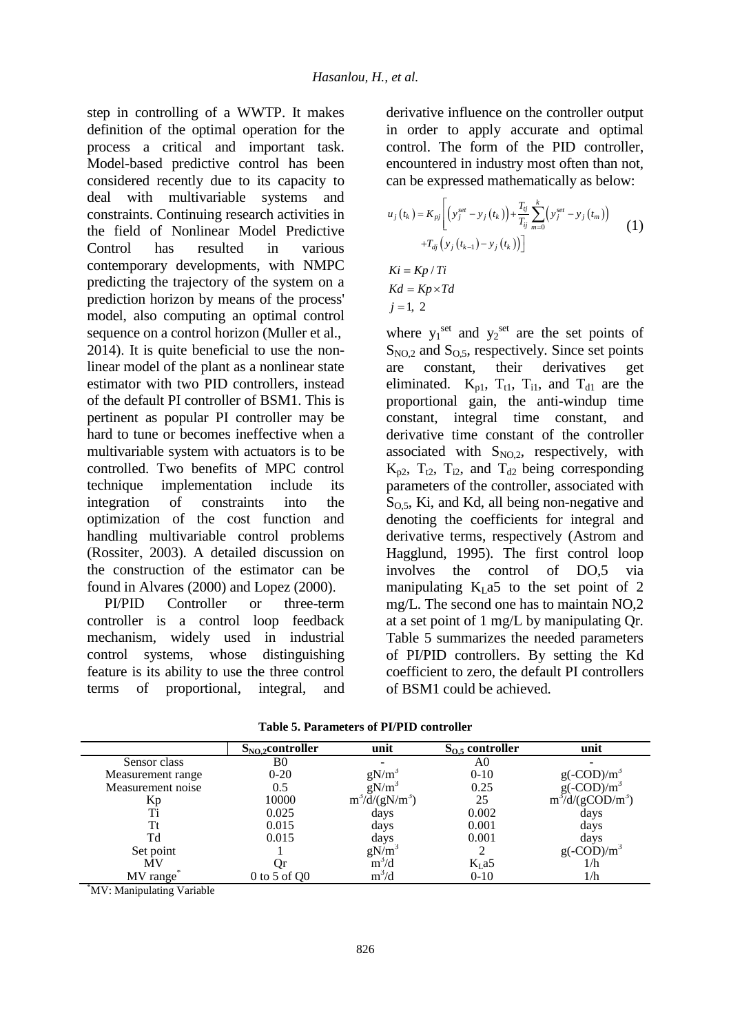step in controlling of a WWTP. It makes definition of the optimal operation for the process a critical and important task. Model-based predictive control has been considered recently due to its capacity to deal with multivariable systems and constraints. Continuing research activities in the field of Nonlinear Model Predictive Control has resulted in various contemporary developments, with NMPC predicting the trajectory of the system on a prediction horizon by means of the process' model, also computing an optimal control sequence on a control horizon (Muller et al., 2014). It is quite beneficial to use the non-linear model of the plant as a nonlinear state estimator with two PID controllers, instead of the default PI controller of BSM1. This is pertinent as popular PI controller may be hard to tune or becomes ineffective when a multivariable system with actuators is to be controlled. Two benefits of MPC control technique implementation include its integration of constraints into the optimization of the cost function and handling multivariable control problems (Rossiter, 2003). A detailed discussion on the construction of the estimator can be found in Alvares (2000) and Lopez (2000).

PI/PID Controller or three-term controller is a control loop feedback mechanism, widely used in industrial control systems, whose distinguishing feature is its ability to use the three control terms of proportional, integral, and derivative influence on the controller output in order to apply accurate and optimal control. The form of the PID controller, encountered in industry most often than not, can be expressed mathematically as below:

$$u_j(t_k) = K_{pj}\left[\left(y_j^{set} - y_j(t_k)\right) + \frac{T_{tj}}{T_{ij}}\sum_{m=0}^{k}\left(y_j^{set} - y_j(t_m)\right) + T_{dj}\left(y_j(t_{k-1}) - y_j(t_k)\right)\right] \tag{1}$$

$$Ki = Kp / Ti$$

$$Kd = Kp \times Td$$

$$j = 1,\ 2$$

where $y_1^{set}$ and $y_2^{set}$ are the set points of $S_{NO,2}$ and $S_{O,5}$, respectively. Since set points are constant, their derivatives get eliminated. $K_{p1}$, $T_{t1}$, $T_{i1}$, and $T_{d1}$ are the proportional gain, the anti-windup time constant, integral time constant, and derivative time constant of the controller associated with $S_{NO,2}$, respectively, with $K_{p2}$, $T_{t2}$, $T_{i2}$, and $T_{d2}$ being corresponding parameters of the controller, associated with $S_{O,5}$, Ki, and Kd, all being non-negative and denoting the coefficients for integral and derivative terms, respectively (Astrom and Hagglund, 1995). The first control loop involves the control of DO,5 via manipulating $K_La5$ to the set point of 2 mg/L. The second one has to maintain NO,2 at a set point of 1 mg/L by manipulating Qr. Table 5 summarizes the needed parameters of PI/PID controllers. By setting the Kd coefficient to zero, the default PI controllers of BSM1 could be achieved.

**Table 5. Parameters of PI/PID controller**

| | $S_{NO,2}$ controller | unit | $S_{O,5}$ controller | unit |
|---|---|---|---|---|
| Sensor class | B0 | - | A0 | - |
| Measurement range | 0-20 | $gN/m^3$ | 0-10 | $g(-COD)/m^3$ |
| Measurement noise | 0.5 | $gN/m^3$ | 0.25 | $g(-COD)/m^3$ |
| Kp | 10000 | $m^3/d/(gN/m^3)$ | 25 | $m^3/d/(gCOD/m^3)$ |
| Ti | 0.025 | days | 0.002 | days |
| Tt | 0.015 | days | 0.001 | days |
| Td | 0.015 | days | 0.001 | days |
| Set point | 1 | $gN/m^3$ | 2 | $g(-COD)/m^3$ |
| MV | Qr | $m^3/d$ | $K_La5$ | 1/h |
| MV range* | 0 to 5 of Q0 | $m^3/d$ | 0-10 | 1/h |

*MV: Manipulating Variable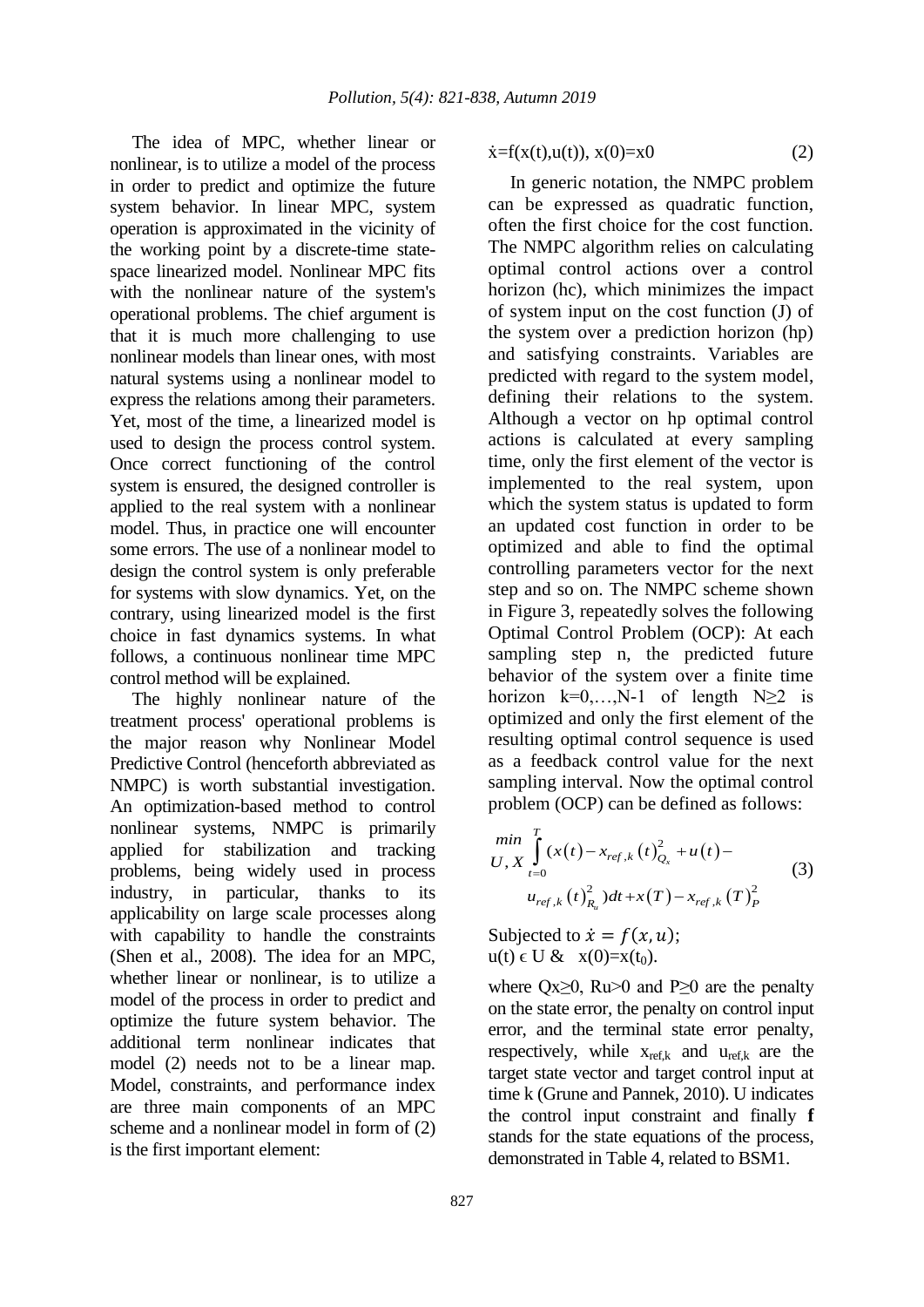The idea of MPC, whether linear or nonlinear, is to utilize a model of the process in order to predict and optimize the future system behavior. In linear MPC, system operation is approximated in the vicinity of the working point by a discrete-time state-space linearized model. Nonlinear MPC fits with the nonlinear nature of the system's operational problems. The chief argument is that it is much more challenging to use nonlinear models than linear ones, with most natural systems using a nonlinear model to express the relations among their parameters. Yet, most of the time, a linearized model is used to design the process control system. Once correct functioning of the control system is ensured, the designed controller is applied to the real system with a nonlinear model. Thus, in practice one will encounter some errors. The use of a nonlinear model to design the control system is only preferable for systems with slow dynamics. Yet, on the contrary, using linearized model is the first choice in fast dynamics systems. In what follows, a continuous nonlinear time MPC control method will be explained.

The highly nonlinear nature of the treatment process' operational problems is the major reason why Nonlinear Model Predictive Control (henceforth abbreviated as NMPC) is worth substantial investigation. An optimization-based method to control nonlinear systems, NMPC is primarily applied for stabilization and tracking problems, being widely used in process industry, in particular, thanks to its applicability on large scale processes along with capability to handle the constraints (Shen et al., 2008). The idea for an MPC, whether linear or nonlinear, is to utilize a model of the process in order to predict and optimize the future system behavior. The additional term nonlinear indicates that model (2) needs not to be a linear map. Model, constraints, and performance index are three main components of an MPC scheme and a nonlinear model in form of (2) is the first important element:

$$\dot{x}=f(x(t),u(t)),\ x(0)=x0 \tag{2}$$

In generic notation, the NMPC problem can be expressed as quadratic function, often the first choice for the cost function. The NMPC algorithm relies on calculating optimal control actions over a control horizon (hc), which minimizes the impact of system input on the cost function (J) of the system over a prediction horizon (hp) and satisfying constraints. Variables are predicted with regard to the system model, defining their relations to the system. Although a vector on hp optimal control actions is calculated at every sampling time, only the first element of the vector is implemented to the real system, upon which the system status is updated to form an updated cost function in order to be optimized and able to find the optimal controlling parameters vector for the next step and so on. The NMPC scheme shown in Figure 3, repeatedly solves the following Optimal Control Problem (OCP): At each sampling step n, the predicted future behavior of the system over a finite time horizon k=0,…,N-1 of length N≥2 is optimized and only the first element of the resulting optimal control sequence is used as a feedback control value for the next sampling interval. Now the optimal control problem (OCP) can be defined as follows:

$$\min_{U,X} \int_{t=0}^{T} \left( x(t)-x_{ref,k}(t)_{Q_x}^{2} + u(t)- u_{ref,k}(t)_{R_u}^{2} \right)dt + x(T)-x_{ref,k}(T)_{P}^{2} \tag{3}$$

Subjected to $\dot{x} = f(x,u)$;
$u(t) \in U$ & $x(0)=x(t_0)$.

where $Qx \geq 0$, $Ru > 0$ and $P \geq 0$ are the penalty on the state error, the penalty on control input error, and the terminal state error penalty, respectively, while $x_{ref,k}$ and $u_{ref,k}$ are the target state vector and target control input at time k (Grune and Pannek, 2010). U indicates the control input constraint and finally **f** stands for the state equations of the process, demonstrated in Table 4, related to BSM1.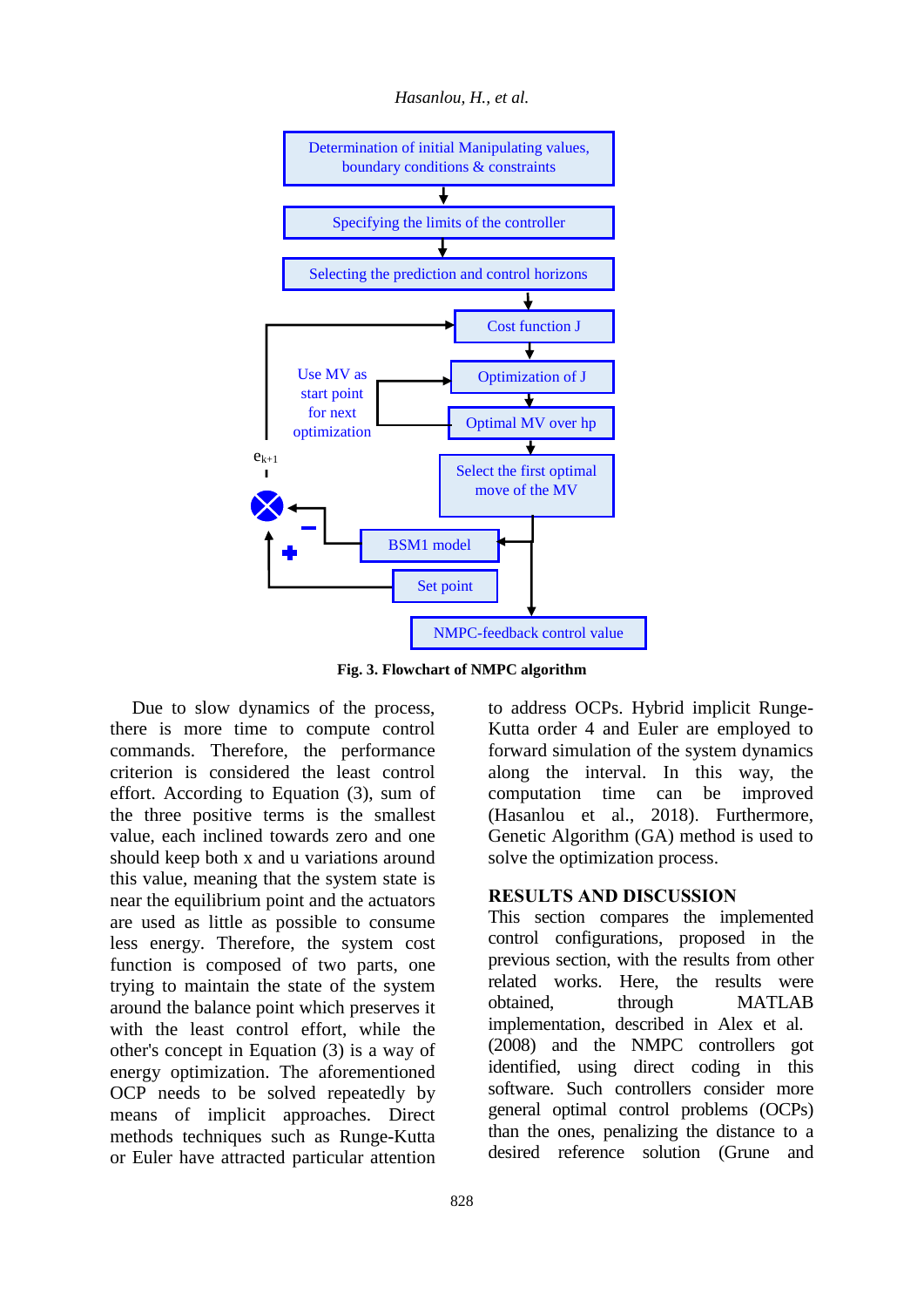**Fig. 3. Flowchart of NMPC algorithm**

Due to slow dynamics of the process, there is more time to compute control commands. Therefore, the performance criterion is considered the least control effort. According to Equation (3), sum of the three positive terms is the smallest value, each inclined towards zero and one should keep both x and u variations around this value, meaning that the system state is near the equilibrium point and the actuators are used as little as possible to consume less energy. Therefore, the system cost function is composed of two parts, one trying to maintain the state of the system around the balance point which preserves it with the least control effort, while the other's concept in Equation (3) is a way of energy optimization. The aforementioned OCP needs to be solved repeatedly by means of implicit approaches. Direct methods techniques such as Runge-Kutta or Euler have attracted particular attention to address OCPs. Hybrid implicit Runge-Kutta order 4 and Euler are employed to forward simulation of the system dynamics along the interval. In this way, the computation time can be improved (Hasanlou et al., 2018). Furthermore, Genetic Algorithm (GA) method is used to solve the optimization process.

## RESULTS AND DISCUSSION

This section compares the implemented control configurations, proposed in the previous section, with the results from other related works. Here, the results were obtained, through MATLAB implementation, described in Alex et al. (2008) and the NMPC controllers got identified, using direct coding in this software. Such controllers consider more general optimal control problems (OCPs) than the ones, penalizing the distance to a desired reference solution (Grune and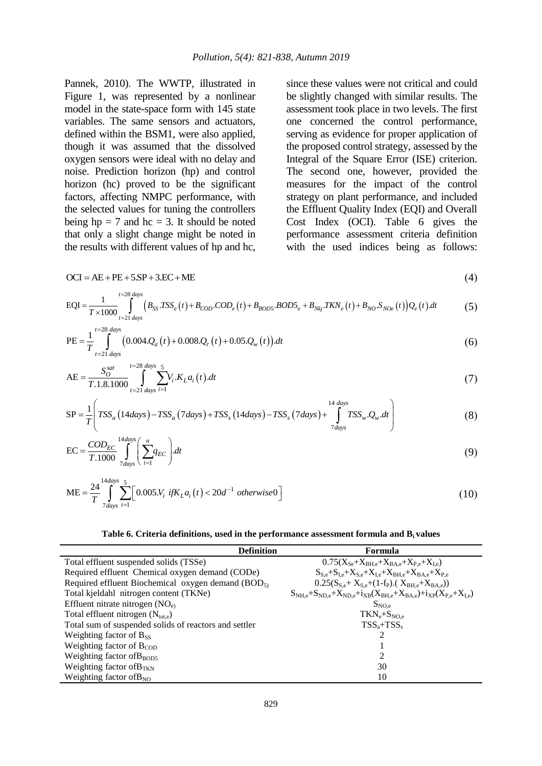Pannek, 2010). The WWTP, illustrated in Figure 1, was represented by a nonlinear model in the state-space form with 145 state variables. The same sensors and actuators, defined within the BSM1, were also applied, though it was assumed that the dissolved oxygen sensors were ideal with no delay and noise. Prediction horizon (hp) and control horizon (hc) proved to be the significant factors, affecting NMPC performance, with the selected values for tuning the controllers being hp = 7 and hc = 3. It should be noted that only a slight change might be noted in the results with different values of hp and hc, since these values were not critical and could be slightly changed with similar results. The assessment took place in two levels. The first one concerned the control performance, serving as evidence for proper application of the proposed control strategy, assessed by the Integral of the Square Error (ISE) criterion. The second one, however, provided the measures for the impact of the control strategy on plant performance, and included the Effluent Quality Index (EQI) and Overall Cost Index (OCI). Table 6 gives the performance assessment criteria definition with the used indices being as follows:

$$\mathrm{OCI} = \mathrm{AE} + \mathrm{PE} + 5.\mathrm{SP} + 3.\mathrm{EC} + \mathrm{ME} \tag{4}$$

$$\mathrm{EQI} = \frac{1}{T \times 1000} \int_{t=21\,days}^{t=28\,days} \left( B_{SS}.TSS_e(t) + B_{COD}.COD_e(t) + B_{BOD5}.BOD5_e + B_{Nkj}.TKN_e(t) + B_{NO}.S_{NOe}(t) \right) Q_e(t).dt \tag{5}$$

$$\mathrm{PE} = \frac{1}{T} \int_{t=21\,days}^{t=28\,days} \left( 0.004.Q_a(t) + 0.008.Q_r(t) + 0.05.Q_w(t) \right).dt \tag{6}$$

$$\mathrm{AE} = \frac{S_O^{sat}}{T.1.8.1000} \int_{t=21\,days}^{t=28\,days} \sum_{i=1}^{5} V_i.K_L a_i(t).dt \tag{7}$$

$$\mathrm{SP} = \frac{1}{T} \left( TSS_a(14days) - TSS_a(7days) + TSS_s(14days) - TSS_s(7days) + \int_{7days}^{14\,days} TSS_w.Q_w.dt \right) \tag{8}$$

$$\mathrm{EC} = \frac{COD_{EC}}{T.1000} \int_{7days}^{14days} \left( \sum_{i=1}^{n} q_{EC} \right).dt \tag{9}$$

$$\mathrm{ME} = \frac{24}{T} \int_{7days}^{14days} \sum_{i=1}^{5} \left[ 0.005.V_i \;\; if K_L a_i(t) < 20d^{-1} \;\; otherwise 0 \right] \tag{10}$$

**Table 6. Criteria definitions, used in the performance assessment formula and $B_i$ values**

| Definition | Formula |
|---|---|
| Total effluent suspended solids (TSSe) | $0.75(X_{Se}+X_{BH,e}+X_{BA,e}+X_{P,e}+X_{I,e})$ |
| Required effluent Chemical oxygen demand (CODe) | $S_{S,e}+S_{I,e}+X_{S,e}+X_{I,e}+X_{BH,e}+X_{BA,e}+X_{P,e}$ |
| Required effluent Biochemical oxygen demand ($BOD_5$) | $0.25(S_{S,e}+X_{S,e}+(1-f_P).(X_{BH,e}+X_{BA,e}))$ |
| Total kjeldahl nitrogen content (TKNe) | $S_{NH,e}+S_{ND,e}+X_{ND,e}+i_{XB}(X_{BH,e}+X_{BA,e})+i_{XP}(X_{P,e}+X_{I,e})$ |
| Effluent nitrate nitrogen ($NO_e$) | $S_{NO,e}$ |
| Total effluent nitrogen ($N_{tot,e}$) | $TKN_e+S_{NO,e}$ |
| Total sum of suspended solids of reactors and settler | $TSS_a+TSS_s$ |
| Weighting factor of $B_{SS}$ | 2 |
| Weighting factor of $B_{COD}$ | 1 |
| Weighting factor of $B_{BOD5}$ | 2 |
| Weighting factor of $B_{TKN}$ | 30 |
| Weighting factor of $B_{NO}$ | 10 |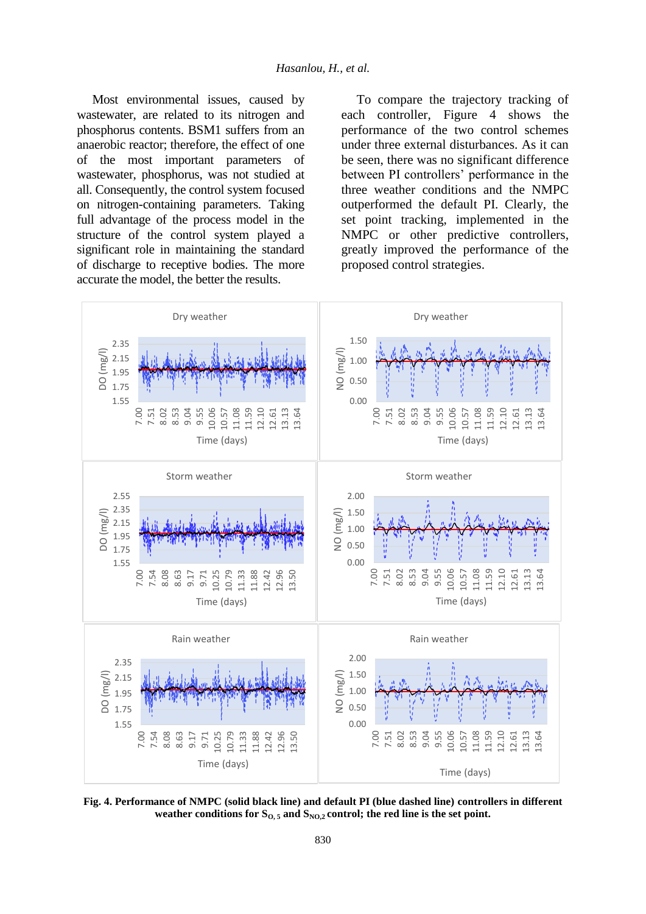Most environmental issues, caused by wastewater, are related to its nitrogen and phosphorus contents. BSM1 suffers from an anaerobic reactor; therefore, the effect of one of the most important parameters of wastewater, phosphorus, was not studied at all. Consequently, the control system focused on nitrogen-containing parameters. Taking full advantage of the process model in the structure of the control system played a significant role in maintaining the standard of discharge to receptive bodies. The more accurate the model, the better the results.

To compare the trajectory tracking of each controller, Figure 4 shows the performance of the two control schemes under three external disturbances. As it can be seen, there was no significant difference between PI controllers' performance in the three weather conditions and the NMPC outperformed the default PI. Clearly, the set point tracking, implemented in the NMPC or other predictive controllers, greatly improved the performance of the proposed control strategies.

**Fig. 4. Performance of NMPC (solid black line) and default PI (blue dashed line) controllers in different weather conditions for $S_{O,5}$ and $S_{NO,2}$ control; the red line is the set point.**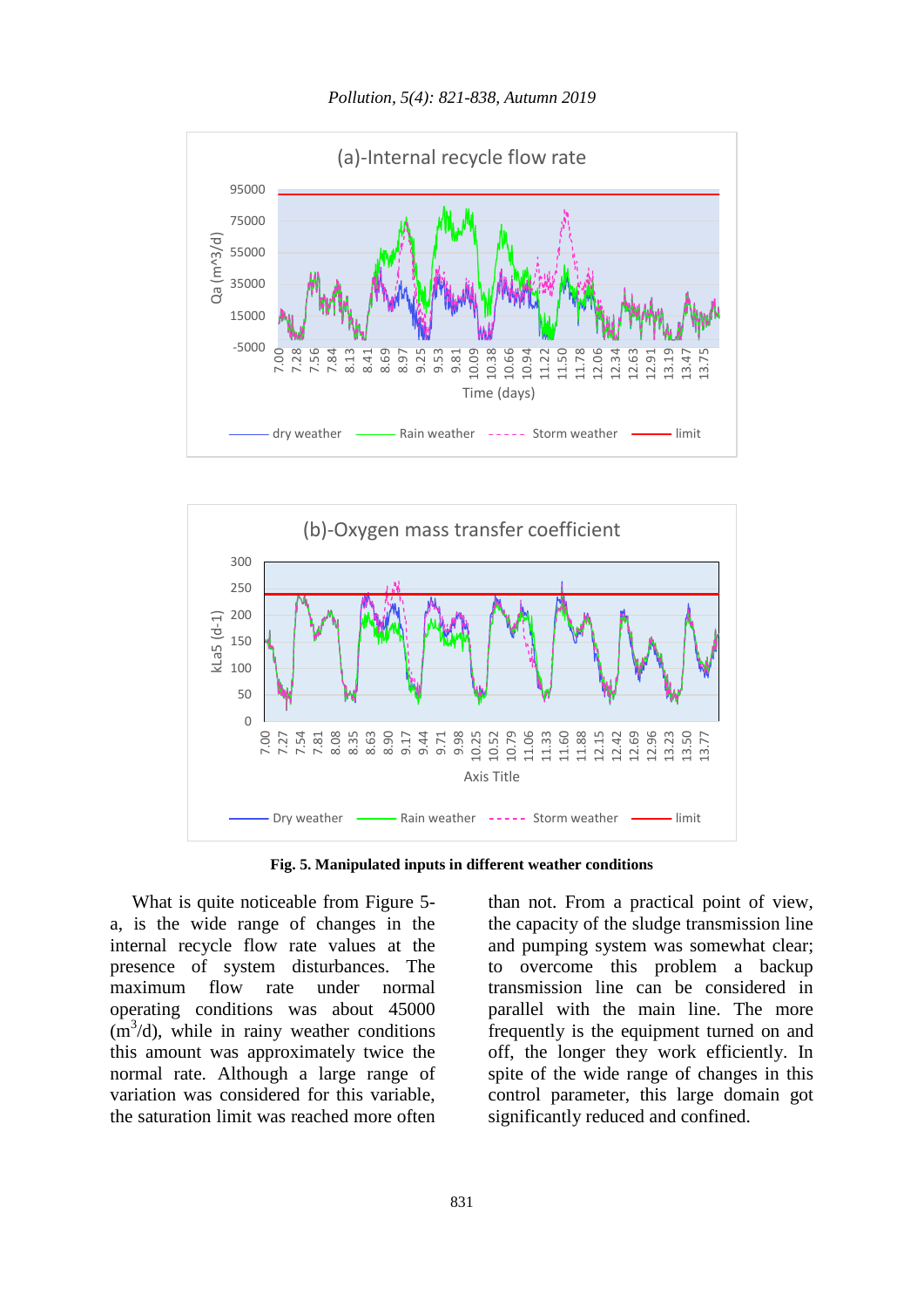**Fig. 5. Manipulated inputs in different weather conditions**

What is quite noticeable from Figure 5-a, is the wide range of changes in the internal recycle flow rate values at the presence of system disturbances. The maximum flow rate under normal operating conditions was about 45000 ($m^3$/d), while in rainy weather conditions this amount was approximately twice the normal rate. Although a large range of variation was considered for this variable, the saturation limit was reached more often than not. From a practical point of view, the capacity of the sludge transmission line and pumping system was somewhat clear; to overcome this problem a backup transmission line can be considered in parallel with the main line. The more frequently is the equipment turned on and off, the longer they work efficiently. In spite of the wide range of changes in this control parameter, this large domain got significantly reduced and confined.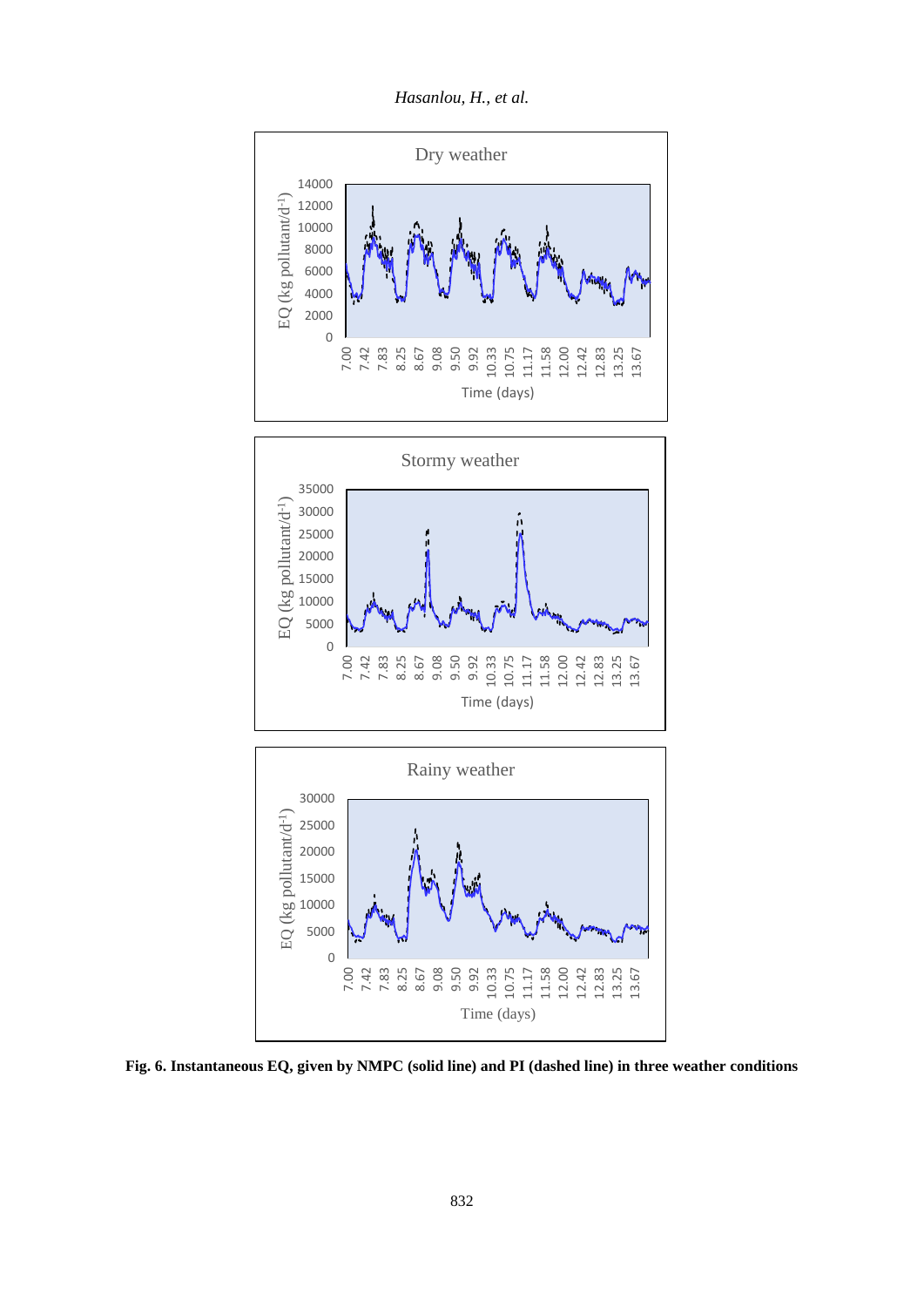**Fig. 6. Instantaneous EQ, given by NMPC (solid line) and PI (dashed line) in three weather conditions**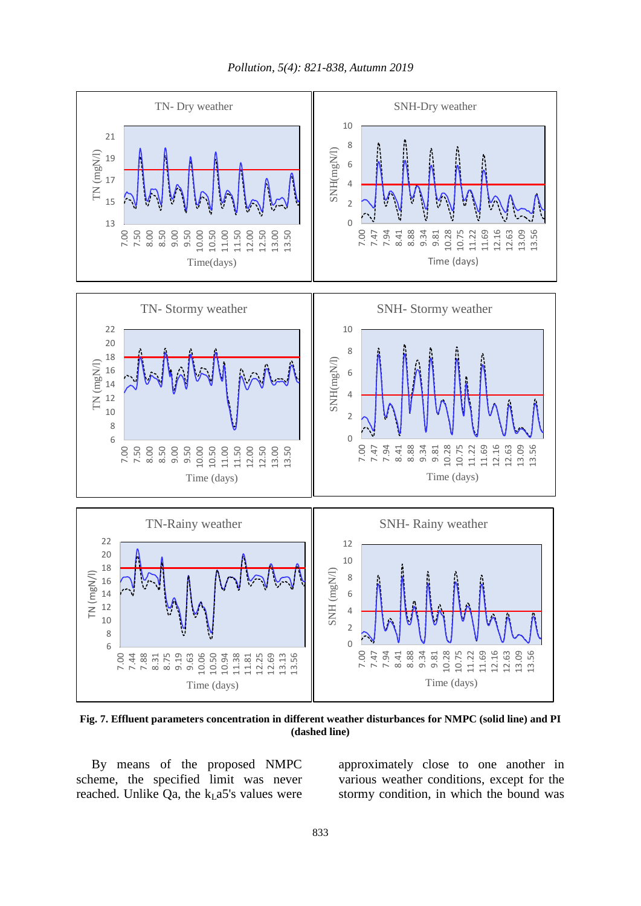Fig. 7. Effluent parameters concentration in different weather disturbances for NMPC (solid line) and PI (dashed line)

By means of the proposed NMPC scheme, the specified limit was never reached. Unlike Qa, the $k_La5$'s values were approximately close to one another in various weather conditions, except for the stormy condition, in which the bound was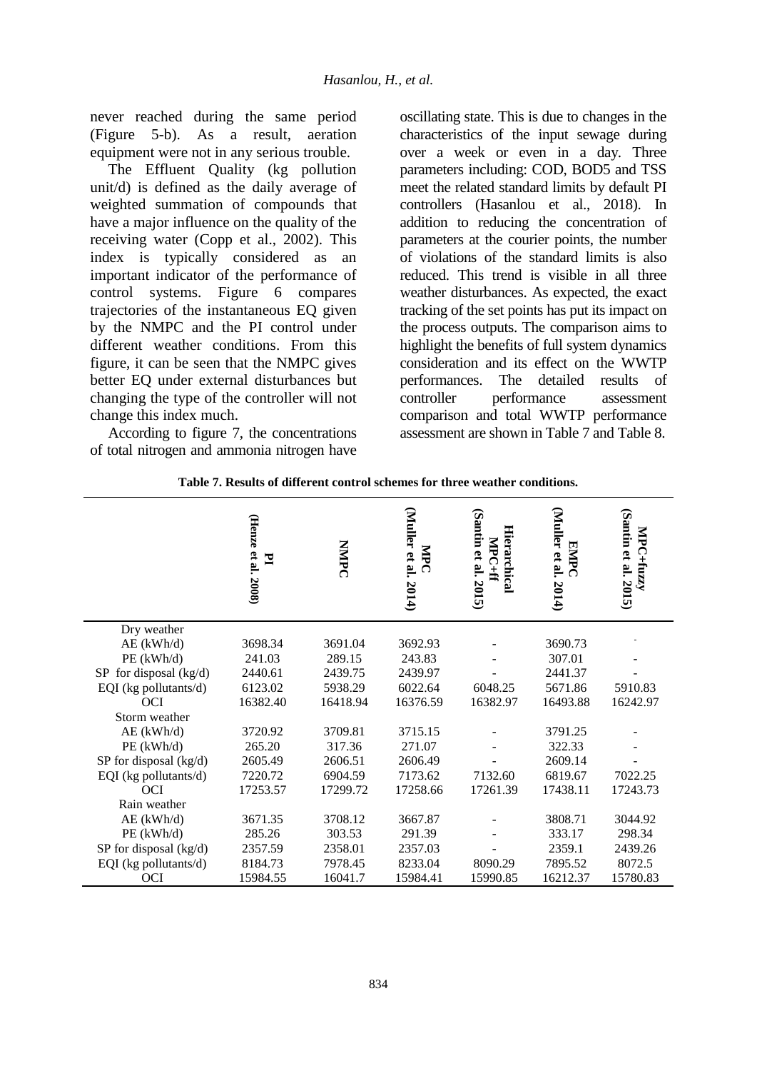never reached during the same period (Figure 5-b). As a result, aeration equipment were not in any serious trouble.

The Effluent Quality (kg pollution unit/d) is defined as the daily average of weighted summation of compounds that have a major influence on the quality of the receiving water (Copp et al., 2002). This index is typically considered as an important indicator of the performance of control systems. Figure 6 compares trajectories of the instantaneous EQ given by the NMPC and the PI control under different weather conditions. From this figure, it can be seen that the NMPC gives better EQ under external disturbances but changing the type of the controller will not change this index much.

According to figure 7, the concentrations of total nitrogen and ammonia nitrogen have oscillating state. This is due to changes in the characteristics of the input sewage during over a week or even in a day. Three parameters including: COD, BOD5 and TSS meet the related standard limits by default PI controllers (Hasanlou et al., 2018). In addition to reducing the concentration of parameters at the courier points, the number of violations of the standard limits is also reduced. This trend is visible in all three weather disturbances. As expected, the exact tracking of the set points has put its impact on the process outputs. The comparison aims to highlight the benefits of full system dynamics consideration and its effect on the WWTP performances. The detailed results of controller performance assessment comparison and total WWTP performance assessment are shown in Table 7 and Table 8.

**Table 7. Results of different control schemes for three weather conditions.**

| | PI (Henze et al. 2008) | NMPC | MPC (Muller et al. 2014) | Hierarchical MPC+ff (Santin et al. 2015) | EMPC (Muller et al. 2014) | MPC+fuzzy (Santin et al. 2015) |
|---|---|---|---|---|---|---|
| Dry weather | | | | | | |
| AE (kWh/d) | 3698.34 | 3691.04 | 3692.93 | - | 3690.73 | - |
| PE (kWh/d) | 241.03 | 289.15 | 243.83 | - | 307.01 | - |
| SP for disposal (kg/d) | 2440.61 | 2439.75 | 2439.97 | - | 2441.37 | - |
| EQI (kg pollutants/d) | 6123.02 | 5938.29 | 6022.64 | 6048.25 | 5671.86 | 5910.83 |
| OCI | 16382.40 | 16418.94 | 16376.59 | 16382.97 | 16493.88 | 16242.97 |
| Storm weather | | | | | | |
| AE (kWh/d) | 3720.92 | 3709.81 | 3715.15 | - | 3791.25 | - |
| PE (kWh/d) | 265.20 | 317.36 | 271.07 | - | 322.33 | - |
| SP for disposal (kg/d) | 2605.49 | 2606.51 | 2606.49 | - | 2609.14 | - |
| EQI (kg pollutants/d) | 7220.72 | 6904.59 | 7173.62 | 7132.60 | 6819.67 | 7022.25 |
| OCI | 17253.57 | 17299.72 | 17258.66 | 17261.39 | 17438.11 | 17243.73 |
| Rain weather | | | | | | |
| AE (kWh/d) | 3671.35 | 3708.12 | 3667.87 | - | 3808.71 | 3044.92 |
| PE (kWh/d) | 285.26 | 303.53 | 291.39 | - | 333.17 | 298.34 |
| SP for disposal (kg/d) | 2357.59 | 2358.01 | 2357.03 | - | 2359.1 | 2439.26 |
| EQI (kg pollutants/d) | 8184.73 | 7978.45 | 8233.04 | 8090.29 | 7895.52 | 8072.5 |
| OCI | 15984.55 | 16041.7 | 15984.41 | 15990.85 | 16212.37 | 15780.83 |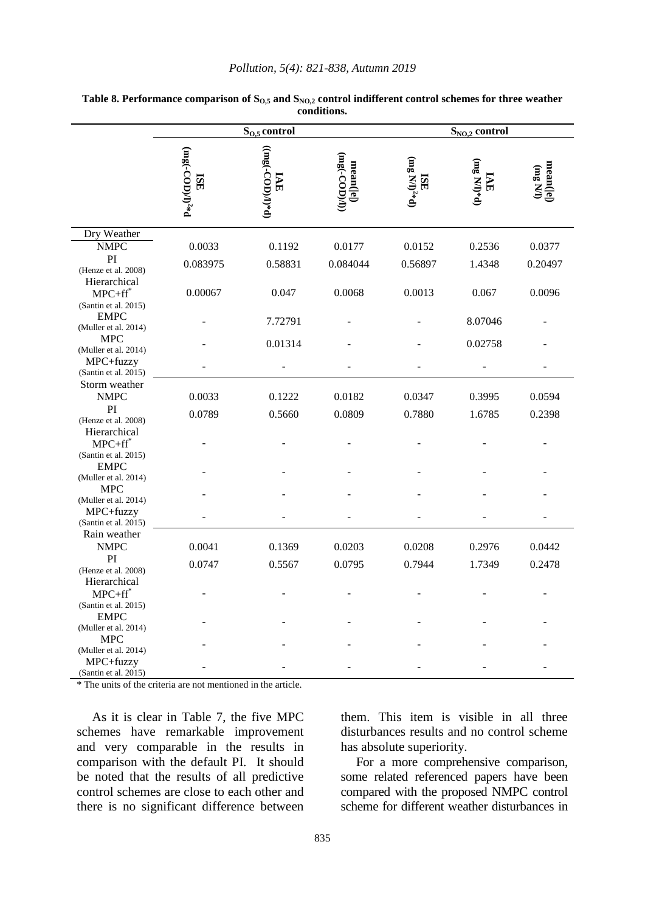**Table 8. Performance comparison of $S_{O,5}$ and $S_{NO,2}$ control indifferent control schemes for three weather conditions.**

| | $S_{O,5}$ control | | | $S_{NO,2}$ control | | |
|---|---|---|---|---|---|---|
| | ISE (mg(-COD)/l)$^2$*d | IAE ((mg(-COD)/l)*d) | mean(\|e\|) (mg(-COD)/l)) | ISE (mg N/l)$^2$*d) | IAE (mg N/l)*d) | mean(\|e\|) (mg N/l) |
| Dry Weather | | | | | | |
| NMPC | 0.0033 | 0.1192 | 0.0177 | 0.0152 | 0.2536 | 0.0377 |
| PI (Henze et al. 2008) | 0.083975 | 0.58831 | 0.084044 | 0.56897 | 1.4348 | 0.20497 |
| Hierarchical MPC+ff* (Santin et al. 2015) | 0.00067 | 0.047 | 0.0068 | 0.0013 | 0.067 | 0.0096 |
| EMPC (Muller et al. 2014) | - | 7.72791 | - | - | 8.07046 | - |
| MPC (Muller et al. 2014) | - | 0.01314 | - | - | 0.02758 | - |
| MPC+fuzzy (Santin et al. 2015) | - | - | - | - | - | - |
| Storm weather | | | | | | |
| NMPC | 0.0033 | 0.1222 | 0.0182 | 0.0347 | 0.3995 | 0.0594 |
| PI (Henze et al. 2008) | 0.0789 | 0.5660 | 0.0809 | 0.7880 | 1.6785 | 0.2398 |
| Hierarchical MPC+ff* (Santin et al. 2015) | - | - | - | - | - | - |
| EMPC (Muller et al. 2014) | - | - | - | - | - | - |
| MPC (Muller et al. 2014) | - | - | - | - | - | - |
| MPC+fuzzy (Santin et al. 2015) | - | - | - | - | - | - |
| Rain weather | | | | | | |
| NMPC | 0.0041 | 0.1369 | 0.0203 | 0.0208 | 0.2976 | 0.0442 |
| PI (Henze et al. 2008) | 0.0747 | 0.5567 | 0.0795 | 0.7944 | 1.7349 | 0.2478 |
| Hierarchical MPC+ff* (Santin et al. 2015) | - | - | - | - | - | - |
| EMPC (Muller et al. 2014) | - | - | - | - | - | - |
| MPC (Muller et al. 2014) | - | - | - | - | - | - |
| MPC+fuzzy (Santin et al. 2015) | - | - | - | - | - | - |

* The units of the criteria are not mentioned in the article.

As it is clear in Table 7, the five MPC schemes have remarkable improvement and very comparable in the results in comparison with the default PI. It should be noted that the results of all predictive control schemes are close to each other and there is no significant difference between them. This item is visible in all three disturbances results and no control scheme has absolute superiority.

For a more comprehensive comparison, some related referenced papers have been compared with the proposed NMPC control scheme for different weather disturbances in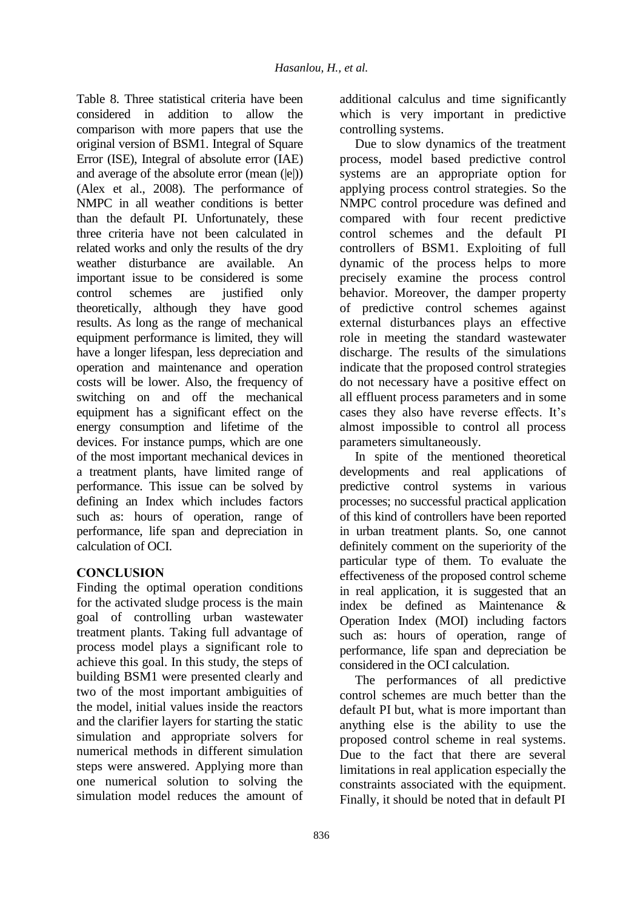Table 8. Three statistical criteria have been considered in addition to allow the comparison with more papers that use the original version of BSM1. Integral of Square Error (ISE), Integral of absolute error (IAE) and average of the absolute error (mean (|e|)) (Alex et al., 2008). The performance of NMPC in all weather conditions is better than the default PI. Unfortunately, these three criteria have not been calculated in related works and only the results of the dry weather disturbance are available. An important issue to be considered is some control schemes are justified only theoretically, although they have good results. As long as the range of mechanical equipment performance is limited, they will have a longer lifespan, less depreciation and operation and maintenance and operation costs will be lower. Also, the frequency of switching on and off the mechanical equipment has a significant effect on the energy consumption and lifetime of the devices. For instance pumps, which are one of the most important mechanical devices in a treatment plants, have limited range of performance. This issue can be solved by defining an Index which includes factors such as: hours of operation, range of performance, life span and depreciation in calculation of OCI.

## CONCLUSION

Finding the optimal operation conditions for the activated sludge process is the main goal of controlling urban wastewater treatment plants. Taking full advantage of process model plays a significant role to achieve this goal. In this study, the steps of building BSM1 were presented clearly and two of the most important ambiguities of the model, initial values inside the reactors and the clarifier layers for starting the static simulation and appropriate solvers for numerical methods in different simulation steps were answered. Applying more than one numerical solution to solving the simulation model reduces the amount of additional calculus and time significantly which is very important in predictive controlling systems.

Due to slow dynamics of the treatment process, model based predictive control systems are an appropriate option for applying process control strategies. So the NMPC control procedure was defined and compared with four recent predictive control schemes and the default PI controllers of BSM1. Exploiting of full dynamic of the process helps to more precisely examine the process control behavior. Moreover, the damper property of predictive control schemes against external disturbances plays an effective role in meeting the standard wastewater discharge. The results of the simulations indicate that the proposed control strategies do not necessary have a positive effect on all effluent process parameters and in some cases they also have reverse effects. It's almost impossible to control all process parameters simultaneously.

In spite of the mentioned theoretical developments and real applications of predictive control systems in various processes; no successful practical application of this kind of controllers have been reported in urban treatment plants. So, one cannot definitely comment on the superiority of the particular type of them. To evaluate the effectiveness of the proposed control scheme in real application, it is suggested that an index be defined as Maintenance & Operation Index (MOI) including factors such as: hours of operation, range of performance, life span and depreciation be considered in the OCI calculation.

The performances of all predictive control schemes are much better than the default PI but, what is more important than anything else is the ability to use the proposed control scheme in real systems. Due to the fact that there are several limitations in real application especially the constraints associated with the equipment. Finally, it should be noted that in default PI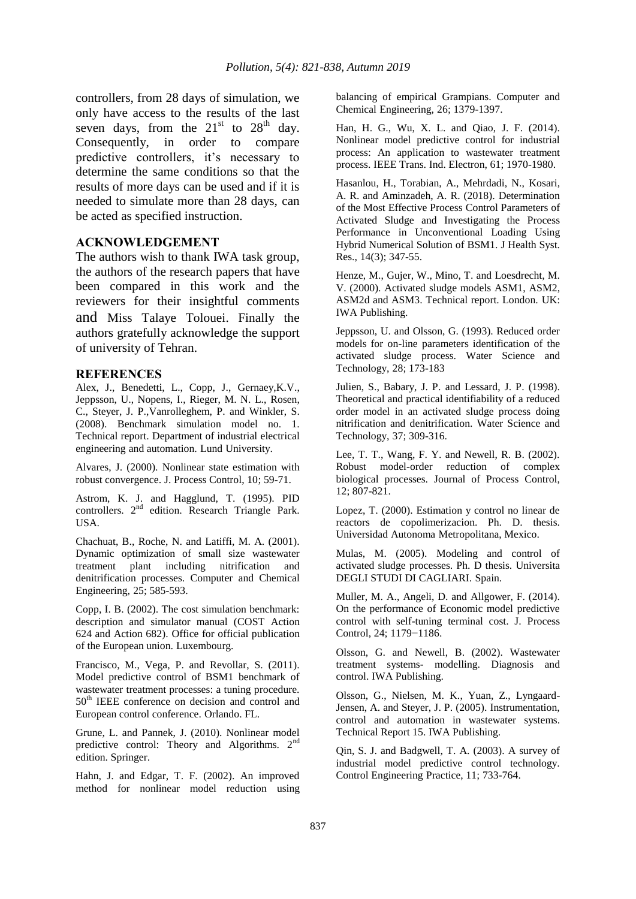controllers, from 28 days of simulation, we only have access to the results of the last seven days, from the $21^{st}$ to $28^{th}$ day. Consequently, in order to compare predictive controllers, it's necessary to determine the same conditions so that the results of more days can be used and if it is needed to simulate more than 28 days, can be acted as specified instruction.

## ACKNOWLEDGEMENT

The authors wish to thank IWA task group, the authors of the research papers that have been compared in this work and the reviewers for their insightful comments and Miss Talaye Tolouei. Finally the authors gratefully acknowledge the support of university of Tehran.

## REFERENCES

Alex, J., Benedetti, L., Copp, J., Gernaey,K.V., Jeppsson, U., Nopens, I., Rieger, M. N. L., Rosen, C., Steyer, J. P.,Vanrolleghem, P. and Winkler, S. (2008). Benchmark simulation model no. 1. Technical report. Department of industrial electrical engineering and automation. Lund University.

Alvares, J. (2000). Nonlinear state estimation with robust convergence. J. Process Control, 10; 59-71.

Astrom, K. J. and Hagglund, T. (1995). PID controllers. 2nd edition. Research Triangle Park. USA.

Chachuat, B., Roche, N. and Latiffi, M. A. (2001). Dynamic optimization of small size wastewater treatment plant including nitrification and denitrification processes. Computer and Chemical Engineering, 25; 585-593.

Copp, I. B. (2002). The cost simulation benchmark: description and simulator manual (COST Action 624 and Action 682). Office for official publication of the European union. Luxembourg.

Francisco, M., Vega, P. and Revollar, S. (2011). Model predictive control of BSM1 benchmark of wastewater treatment processes: a tuning procedure. 50th IEEE conference on decision and control and European control conference. Orlando. FL.

Grune, L. and Pannek, J. (2010). Nonlinear model predictive control: Theory and Algorithms. 2nd edition. Springer.

Hahn, J. and Edgar, T. F. (2002). An improved method for nonlinear model reduction using balancing of empirical Grampians. Computer and Chemical Engineering, 26; 1379-1397.

Han, H. G., Wu, X. L. and Qiao, J. F. (2014). Nonlinear model predictive control for industrial process: An application to wastewater treatment process. IEEE Trans. Ind. Electron, 61; 1970-1980.

Hasanlou, H., Torabian, A., Mehrdadi, N., Kosari, A. R. and Aminzadeh, A. R. (2018). Determination of the Most Effective Process Control Parameters of Activated Sludge and Investigating the Process Performance in Unconventional Loading Using Hybrid Numerical Solution of BSM1. J Health Syst. Res., 14(3); 347-55.

Henze, M., Gujer, W., Mino, T. and Loesdrecht, M. V. (2000). Activated sludge models ASM1, ASM2, ASM2d and ASM3. Technical report. London. UK: IWA Publishing.

Jeppsson, U. and Olsson, G. (1993). Reduced order models for on-line parameters identification of the activated sludge process. Water Science and Technology, 28; 173-183

Julien, S., Babary, J. P. and Lessard, J. P. (1998). Theoretical and practical identifiability of a reduced order model in an activated sludge process doing nitrification and denitrification. Water Science and Technology, 37; 309-316.

Lee, T. T., Wang, F. Y. and Newell, R. B. (2002). Robust model-order reduction of complex biological processes. Journal of Process Control, 12; 807-821.

Lopez, T. (2000). Estimation y control no linear de reactors de copolimerizacion. Ph. D. thesis. Universidad Autonoma Metropolitana, Mexico.

Mulas, M. (2005). Modeling and control of activated sludge processes. Ph. D thesis. Universita DEGLI STUDI DI CAGLIARI. Spain.

Muller, M. A., Angeli, D. and Allgower, F. (2014). On the performance of Economic model predictive control with self-tuning terminal cost. J. Process Control, 24; 1179−1186.

Olsson, G. and Newell, B. (2002). Wastewater treatment systems- modelling. Diagnosis and control. IWA Publishing.

Olsson, G., Nielsen, M. K., Yuan, Z., Lyngaard-Jensen, A. and Steyer, J. P. (2005). Instrumentation, control and automation in wastewater systems. Technical Report 15. IWA Publishing.

Qin, S. J. and Badgwell, T. A. (2003). A survey of industrial model predictive control technology. Control Engineering Practice, 11; 733-764.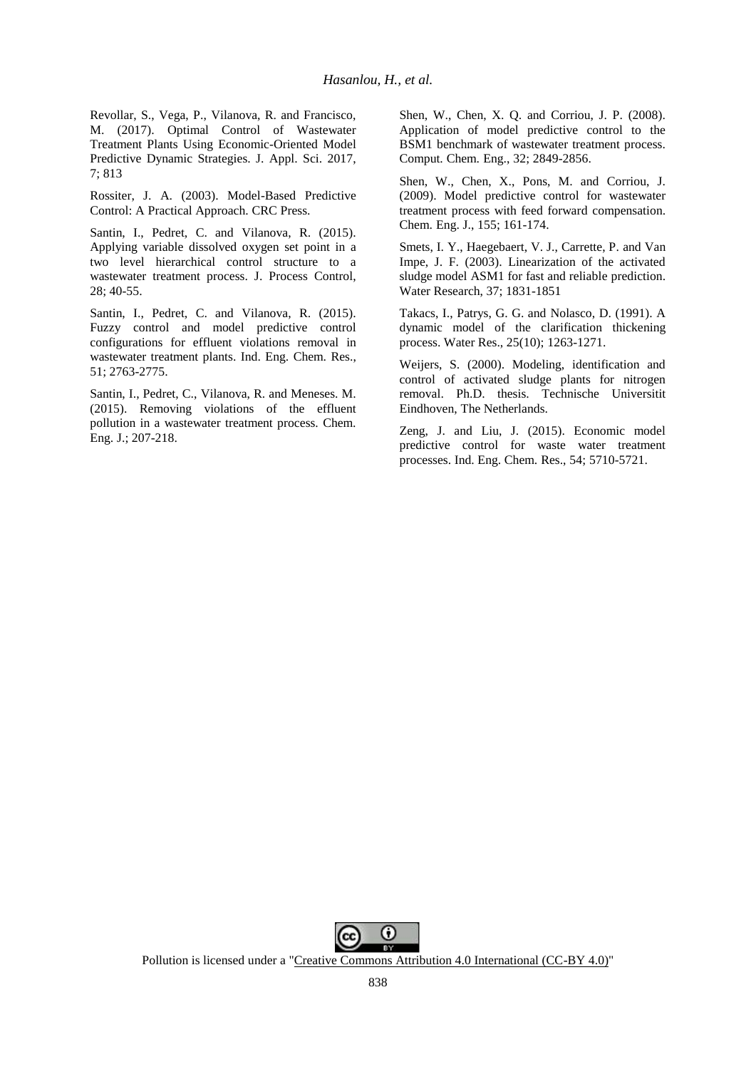Revollar, S., Vega, P., Vilanova, R. and Francisco, M. (2017). Optimal Control of Wastewater Treatment Plants Using Economic-Oriented Model Predictive Dynamic Strategies. J. Appl. Sci. 2017, 7; 813

Rossiter, J. A. (2003). Model-Based Predictive Control: A Practical Approach. CRC Press.

Santin, I., Pedret, C. and Vilanova, R. (2015). Applying variable dissolved oxygen set point in a two level hierarchical control structure to a wastewater treatment process. J. Process Control, 28; 40-55.

Santin, I., Pedret, C. and Vilanova, R. (2015). Fuzzy control and model predictive control configurations for effluent violations removal in wastewater treatment plants. Ind. Eng. Chem. Res., 51; 2763-2775.

Santin, I., Pedret, C., Vilanova, R. and Meneses. M. (2015). Removing violations of the effluent pollution in a wastewater treatment process. Chem. Eng. J.; 207-218.

Shen, W., Chen, X. Q. and Corriou, J. P. (2008). Application of model predictive control to the BSM1 benchmark of wastewater treatment process. Comput. Chem. Eng., 32; 2849-2856.

Shen, W., Chen, X., Pons, M. and Corriou, J. (2009). Model predictive control for wastewater treatment process with feed forward compensation. Chem. Eng. J., 155; 161-174.

Smets, I. Y., Haegebaert, V. J., Carrette, P. and Van Impe, J. F. (2003). Linearization of the activated sludge model ASM1 for fast and reliable prediction. Water Research, 37; 1831-1851

Takacs, I., Patrys, G. G. and Nolasco, D. (1991). A dynamic model of the clarification thickening process. Water Res., 25(10); 1263-1271.

Weijers, S. (2000). Modeling, identification and control of activated sludge plants for nitrogen removal. Ph.D. thesis. Technische Universitit Eindhoven, The Netherlands.

Zeng, J. and Liu, J. (2015). Economic model predictive control for waste water treatment processes. Ind. Eng. Chem. Res., 54; 5710-5721.

Pollution is licensed under a "Creative Commons Attribution 4.0 International (CC-BY 4.0)"